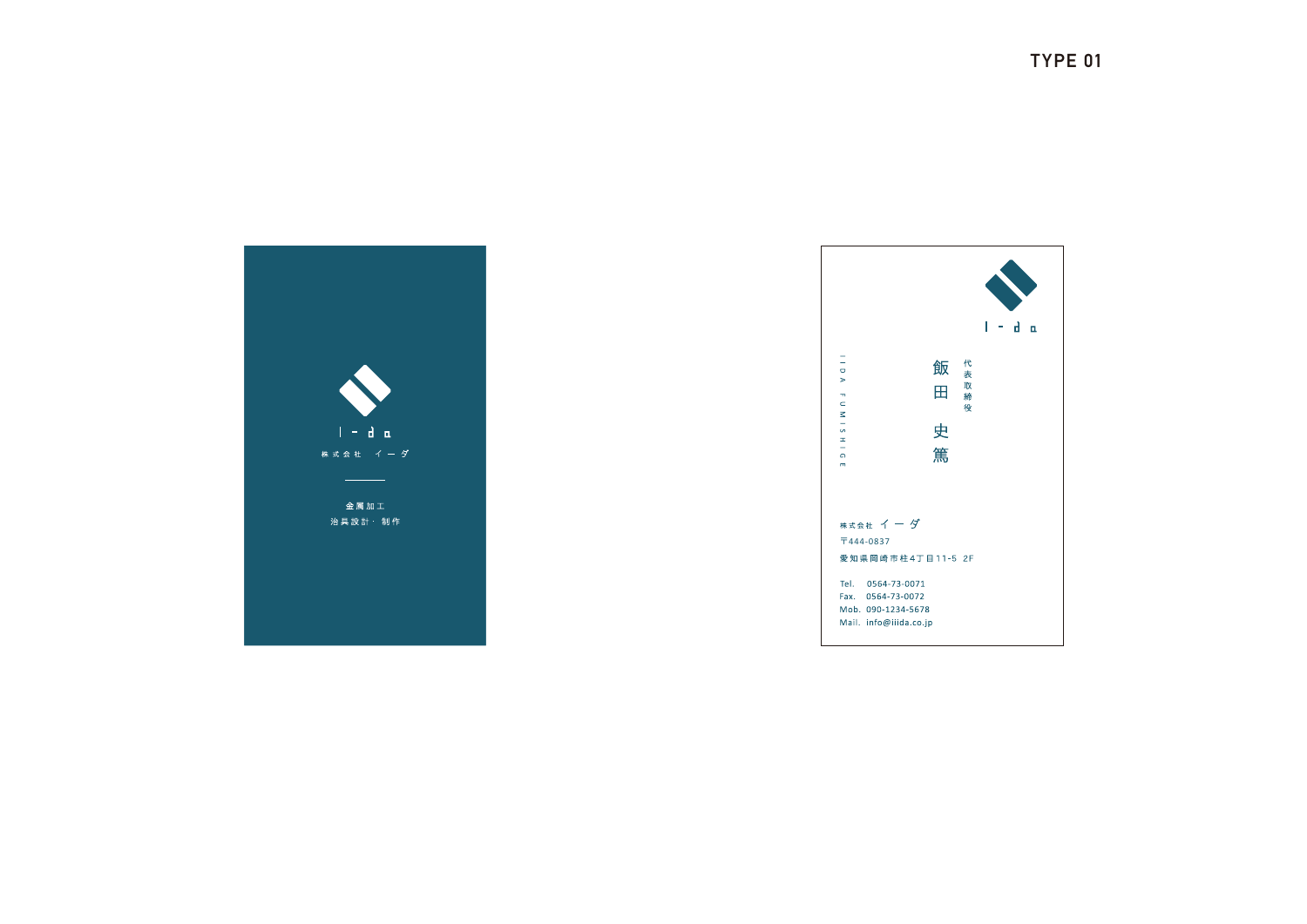# TYPE 01

I - d a

株式会社 イーダ

金属加工
治具設計・制作

I - d a

代表取締役

飯田 史篤

IIDA FUMISHIGE

株式会社 イーダ

〒444-0837

愛知県岡崎市柱4丁目11-5 2F

Tel. 0564-73-0071
Fax. 0564-73-0072
Mob. 090-1234-5678
Mail. info@iiida.co.jp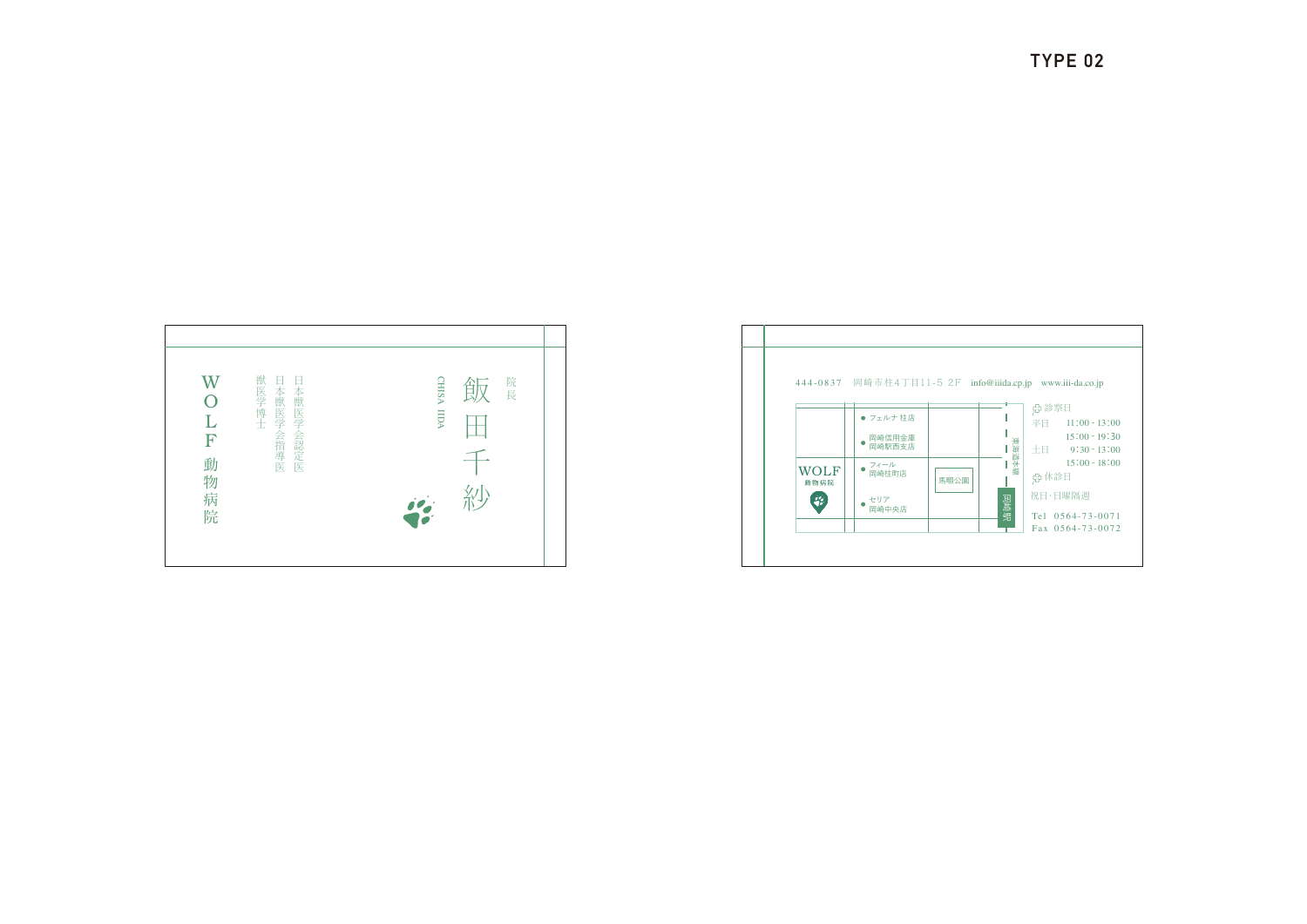# TYPE 02

院長

飯田千紗

CHISA IIDA

日本獣医学会認定医

日本獣医学会指導医

獣医学博士

WOLF 動物病院

444-0837　岡崎市柱4丁目11-5 2F　info@iiida.cp.jp　www.iii-da.co.jp

フェルナ 柱店

岡崎信用金庫 岡崎駅西支店

フィール 岡崎柱町店

セリア 岡崎中央店

馬喰公園

WOLF 動物病院

東海道本線

岡崎駅

診察日

平日　11:00 - 13:00

　　　15:00 - 19:30

土日　9:30 - 13:00

　　　15:00 - 18:00

休診日

祝日･日曜隔週

Tel 0564-73-0071

Fax 0564-73-0072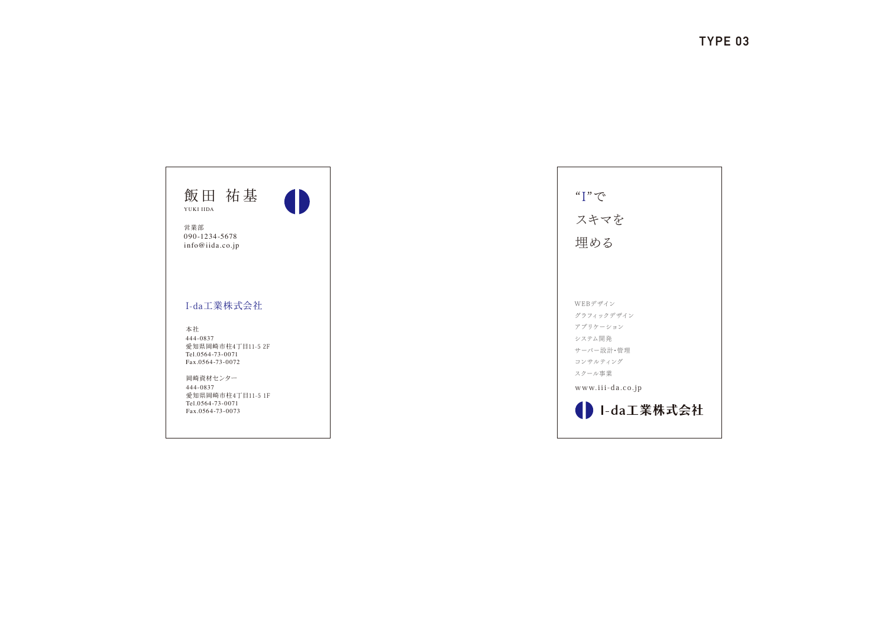TYPE 03

飯田 祐基
YUKI IIDA

営業部
090-1234-5678
info@iida.co.jp

I-da工業株式会社

本社
444-0837
愛知県岡崎市柱4丁目11-5 2F
Tel.0564-73-0071
Fax.0564-73-0072

岡崎資材センター
444-0837
愛知県岡崎市柱4丁目11-5 1F
Tel.0564-73-0071
Fax.0564-73-0073

“I”で
スキマを
埋める

WEBデザイン
グラフィックデザイン
アプリケーション
システム開発
サーバー設計・管理
コンサルティング
スクール事業

www.iii-da.co.jp

I-da工業株式会社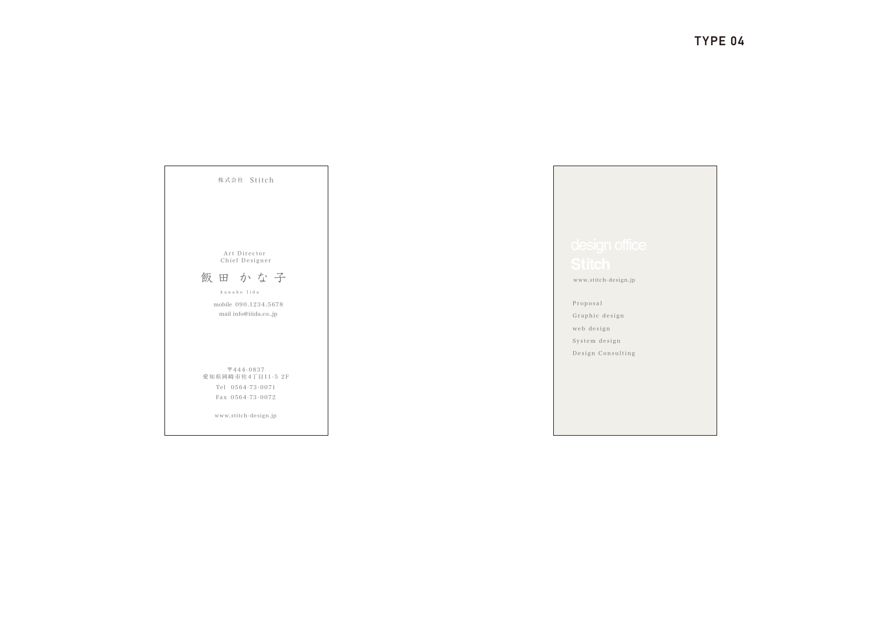# TYPE 04

株式会社 Stitch

Art Director
Chief Designer

飯田 かな子

kanako Iida

mobile 090.1234.5678
mail info@iiida.co..jp

〒444-0837
愛知県岡崎市柱4丁目11-5 2F

Tel 0564-73-0071

Fax 0564-73-0072

www.stitch-design.jp

design office
**Stitch**

www.stitch-design.jp

Proposal
Graphic design
web design
System design
Design Consulting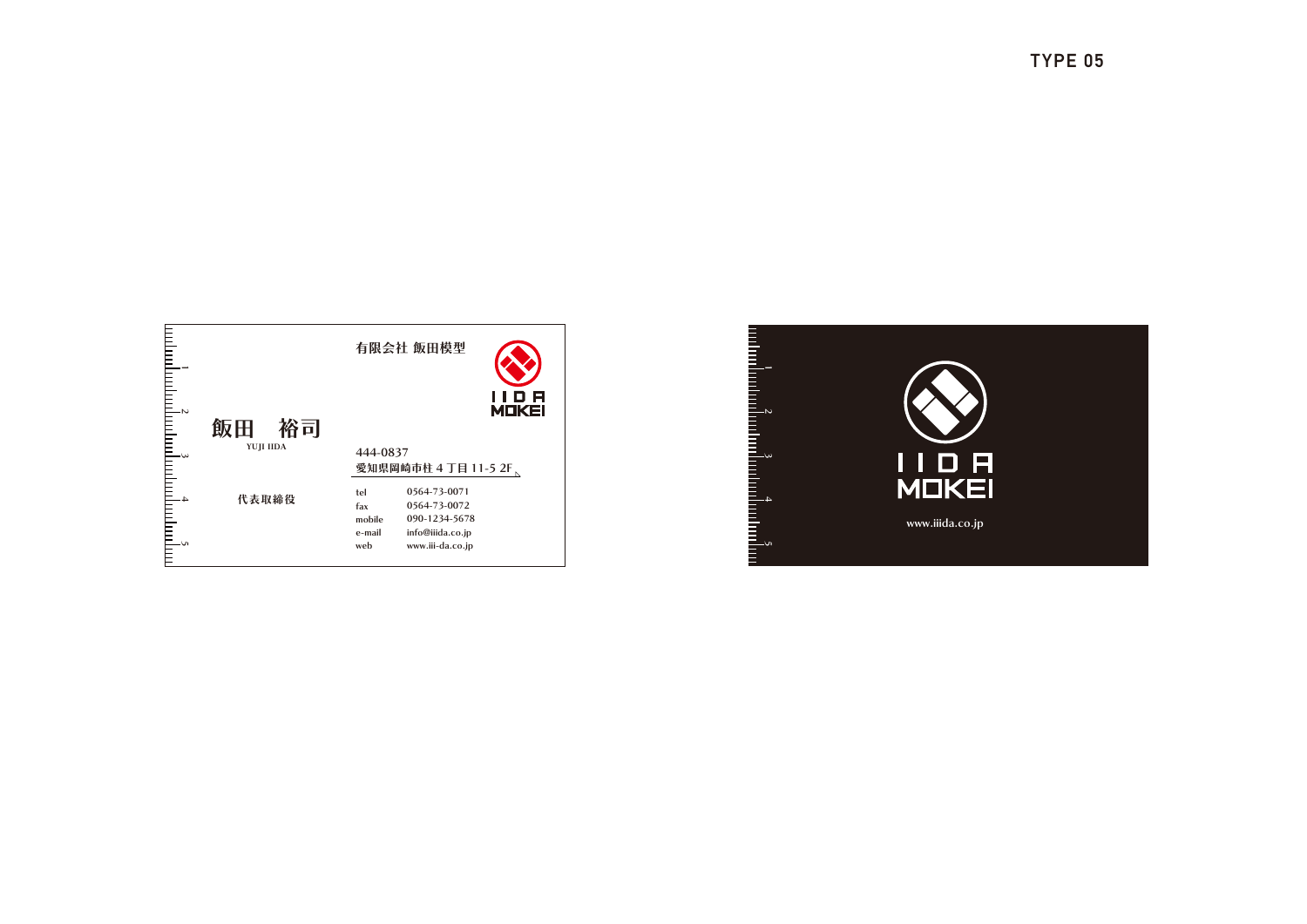TYPE 05

有限会社 飯田模型

IIDA MOKEI

飯田　裕司

YUJI IIDA

代表取締役

444-0837

愛知県岡崎市柱 4 丁目 11-5 2F

| | |
|---|---|
| tel | 0564-73-0071 |
| fax | 0564-73-0072 |
| mobile | 090-1234-5678 |
| e-mail | info@iiida.co.jp |
| web | www.iii-da.co.jp |

IIDA MOKEI

www.iiida.co.jp